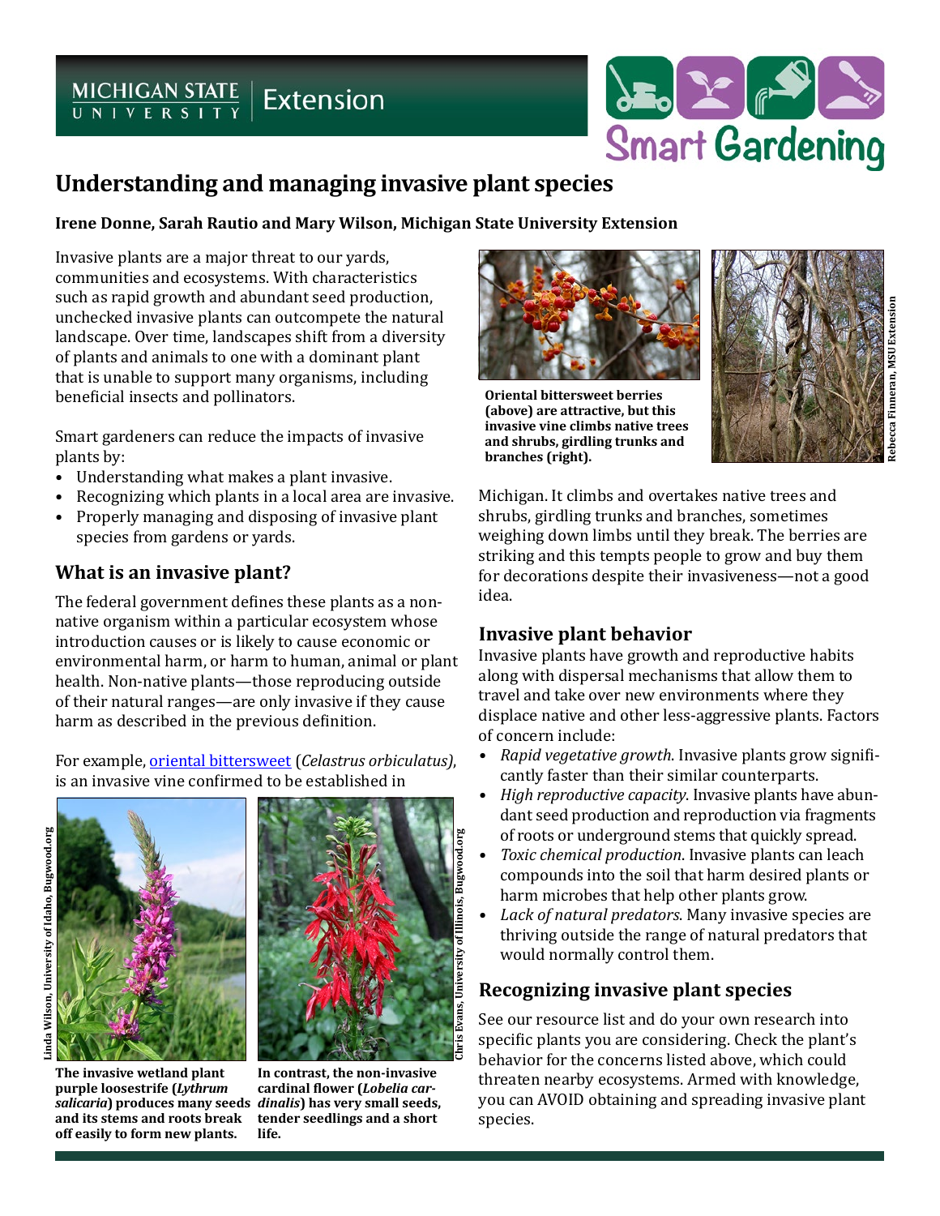# Understanding and managing invasive plant species

**Irene Donne, Sarah Rautio and Mary Wilson, Michigan State University Extension**

Invasive plants are a major threat to our yards, communities and ecosystems. With characteristics such as rapid growth and abundant seed production, unchecked invasive plants can outcompete the natural landscape. Over time, landscapes shift from a diversity of plants and animals to one with a dominant plant that is unable to support many organisms, including beneficial insects and pollinators.

Smart gardeners can reduce the impacts of invasive plants by:

- Understanding what makes a plant invasive.
- Recognizing which plants in a local area are invasive.
- Properly managing and disposing of invasive plant species from gardens or yards.

## What is an invasive plant?

The federal government defines these plants as a non-native organism within a particular ecosystem whose introduction causes or is likely to cause economic or environmental harm, or harm to human, animal or plant health. Non-native plants—those reproducing outside of their natural ranges—are only invasive if they cause harm as described in the previous definition.

For example, oriental bittersweet (*Celastrus orbiculatus)*, is an invasive vine confirmed to be established in Michigan. It climbs and overtakes native trees and shrubs, girdling trunks and branches, sometimes weighing down limbs until they break. The berries are striking and this tempts people to grow and buy them for decorations despite their invasiveness—not a good idea.

**Oriental bittersweet berries (above) are attractive, but this invasive vine climbs native trees and shrubs, girdling trunks and branches (right).**

Rebecca Finneran, MSU Extension

**The invasive wetland plant purple loosestrife (*Lythrum salicaria*) produces many seeds and its stems and roots break off easily to form new plants.**

Linda Wilson, University of Idaho, Bugwood.org

**In contrast, the non-invasive cardinal flower (*Lobelia cardinalis*) has very small seeds, tender seedlings and a short life.**

Chris Evans, University of Illinois, Bugwood.org

## Invasive plant behavior

Invasive plants have growth and reproductive habits along with dispersal mechanisms that allow them to travel and take over new environments where they displace native and other less-aggressive plants. Factors of concern include:

- *Rapid vegetative growth*. Invasive plants grow significantly faster than their similar counterparts.
- *High reproductive capacity*. Invasive plants have abundant seed production and reproduction via fragments of roots or underground stems that quickly spread.
- *Toxic chemical production*. Invasive plants can leach compounds into the soil that harm desired plants or harm microbes that help other plants grow.
- *Lack of natural predators*. Many invasive species are thriving outside the range of natural predators that would normally control them.

## Recognizing invasive plant species

See our resource list and do your own research into specific plants you are considering. Check the plant's behavior for the concerns listed above, which could threaten nearby ecosystems. Armed with knowledge, you can AVOID obtaining and spreading invasive plant species.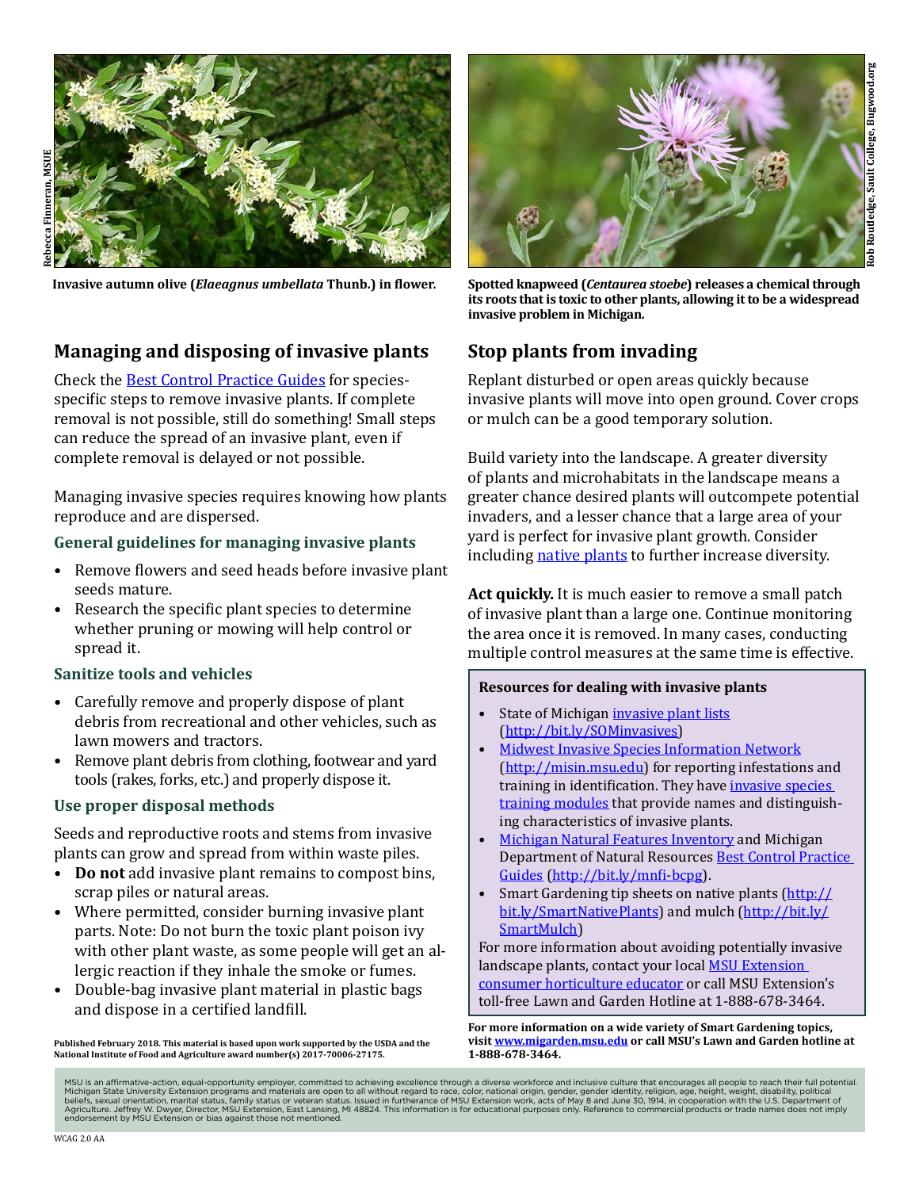Invasive autumn olive (*Elaeagnus umbellata* Thunb.) in flower.

Spotted knapweed (*Centaurea stoebe*) releases a chemical through its roots that is toxic to other plants, allowing it to be a widespread invasive problem in Michigan.

## Managing and disposing of invasive plants

Check the Best Control Practice Guides for species-specific steps to remove invasive plants. If complete removal is not possible, still do something! Small steps can reduce the spread of an invasive plant, even if complete removal is delayed or not possible.

Managing invasive species requires knowing how plants reproduce and are dispersed.

### General guidelines for managing invasive plants

- Remove flowers and seed heads before invasive plant seeds mature.
- Research the specific plant species to determine whether pruning or mowing will help control or spread it.

### Sanitize tools and vehicles

- Carefully remove and properly dispose of plant debris from recreational and other vehicles, such as lawn mowers and tractors.
- Remove plant debris from clothing, footwear and yard tools (rakes, forks, etc.) and properly dispose it.

### Use proper disposal methods

Seeds and reproductive roots and stems from invasive plants can grow and spread from within waste piles.

- **Do not** add invasive plant remains to compost bins, scrap piles or natural areas.
- Where permitted, consider burning invasive plant parts. Note: Do not burn the toxic plant poison ivy with other plant waste, as some people will get an allergic reaction if they inhale the smoke or fumes.
- Double-bag invasive plant material in plastic bags and dispose in a certified landfill.

## Stop plants from invading

Replant disturbed or open areas quickly because invasive plants will move into open ground. Cover crops or mulch can be a good temporary solution.

Build variety into the landscape. A greater diversity of plants and microhabitats in the landscape means a greater chance desired plants will outcompete potential invaders, and a lesser chance that a large area of your yard is perfect for invasive plant growth. Consider including native plants to further increase diversity.

**Act quickly.** It is much easier to remove a small patch of invasive plant than a large one. Continue monitoring the area once it is removed. In many cases, conducting multiple control measures at the same time is effective.

### Resources for dealing with invasive plants

- State of Michigan invasive plant lists (http://bit.ly/SOMinvasives)
- Midwest Invasive Species Information Network (http://misin.msu.edu) for reporting infestations and training in identification. They have invasive species training modules that provide names and distinguishing characteristics of invasive plants.
- Michigan Natural Features Inventory and Michigan Department of Natural Resources Best Control Practice Guides (http://bit.ly/mnfi-bcpg).
- Smart Gardening tip sheets on native plants (http://bit.ly/SmartNativePlants) and mulch (http://bit.ly/SmartMulch)

For more information about avoiding potentially invasive landscape plants, contact your local MSU Extension consumer horticulture educator or call MSU Extension's toll-free Lawn and Garden Hotline at 1-888-678-3464.

Published February 2018. This material is based upon work supported by the USDA and the National Institute of Food and Agriculture award number(s) 2017-70006-27175.

**For more information on a wide variety of Smart Gardening topics, visit www.migarden.msu.edu or call MSU's Lawn and Garden hotline at 1-888-678-3464.**

MSU is an affirmative-action, equal-opportunity employer, committed to achieving excellence through a diverse workforce and inclusive culture that encourages all people to reach their full potential. Michigan State University Extension programs and materials are open to all without regard to race, color, national origin, gender, gender identity, religion, age, height, weight, disability, political beliefs, sexual orientation, marital status, family status or veteran status. Issued in furtherance of MSU Extension work, acts of May 8 and June 30, 1914, in cooperation with the U.S. Department of Agriculture. Jeffrey W. Dwyer, Director, MSU Extension, East Lansing, MI 48824. This information is for educational purposes only. Reference to commercial products or trade names does not imply endorsement by MSU Extension or bias against those not mentioned.

WCAG 2.0 AA